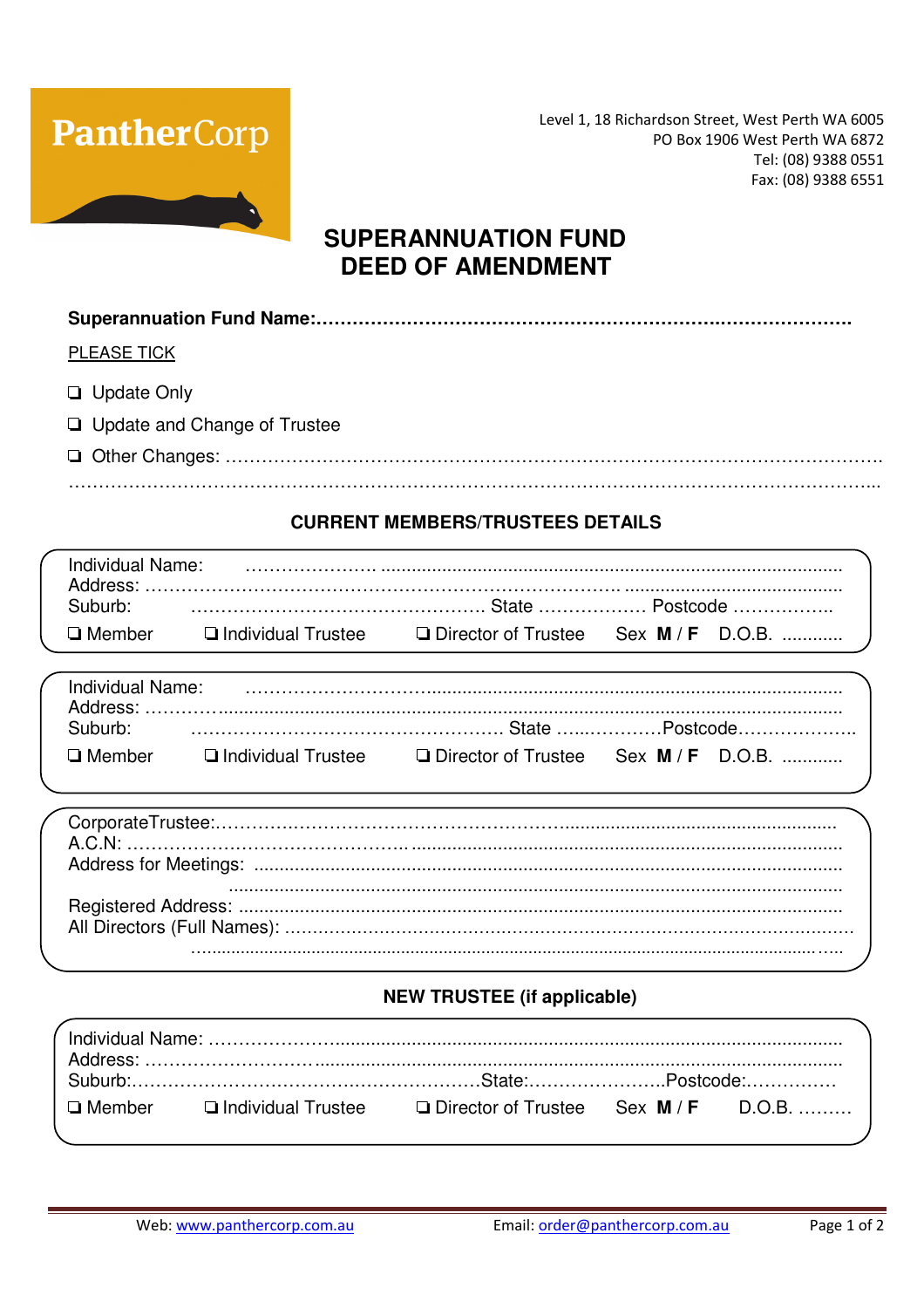PantherCorp

Level 1, 18 Richardson Street, West Perth WA 6005
PO Box 1906 West Perth WA 6872
Tel: (08) 9388 0551
Fax: (08) 9388 6551

# SUPERANNUATION FUND DEED OF AMENDMENT

**Superannuation Fund Name:……………………………………………………………………………….**

PLEASE TICK

❑ Update Only

❑ Update and Change of Trustee

❑ Other Changes: ……………………………………………………………………………………………….
………………………………………………………………………………………………………………………...

## CURRENT MEMBERS/TRUSTEES DETAILS

Individual Name: ………………….........................................................................................
Address: ………………………………………………………......................................................
Suburb: …………………………………………… State ……………… Postcode ……………..
❑ Member ❑ Individual Trustee ❑ Director of Trustee Sex **M** / **F** D.O.B. ............

Individual Name: ……………………………..............................................................................
Address: …………........................................................................................................
Suburb: ……………………………………………… State …..…………Postcode………………..
❑ Member ❑ Individual Trustee ❑ Director of Trustee Sex **M** / **F** D.O.B. ............

CorporateTrustee:…………………………………………………….............................................
A.C.N: ……………………………………….. ........................................................................
Address for Meetings: ....................................................................................................
.........................................................................................................................
Registered Address: ......................................................................................................
All Directors (Full Names): …………………………………………………………………………………
…...........................................................................................................…..

## NEW TRUSTEE (if applicable)

Individual Name: ………………….......................................................................................
Address: ……………………….........................................................................................
Suburb:………………………………………………….State:…………………..Postcode:……………
❑ Member ❑ Individual Trustee ❑ Director of Trustee Sex **M** / **F** D.O.B. ………

Web: www.panthercorp.com.au Email: order@panthercorp.com.au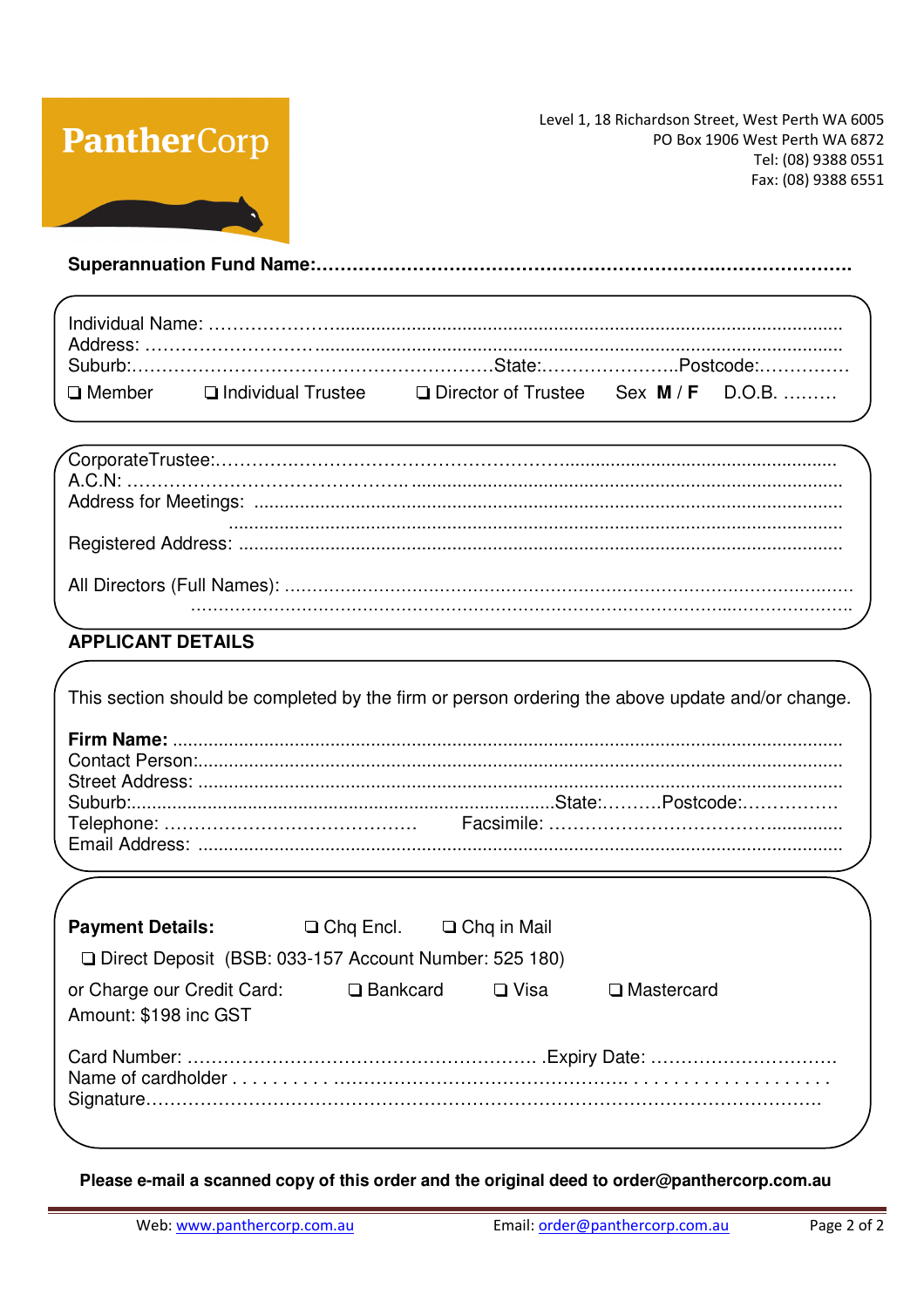**PantherCorp**

Level 1, 18 Richardson Street, West Perth WA 6005
PO Box 1906 West Perth WA 6872
Tel: (08) 9388 0551
Fax: (08) 9388 6551

**Superannuation Fund Name:**.......................................................................................

Individual Name: .......................................................................................
Address: .......................................................................................
Suburb:...........................................State:.......................Postcode:...............
❑ Member ❑ Individual Trustee ❑ Director of Trustee Sex **M** / **F** D.O.B. .........

CorporateTrustee:.......................................................................................
A.C.N: .......................................................................................
Address for Meetings: .......................................................................................
.......................................................................................
Registered Address: .......................................................................................

All Directors (Full Names): .......................................................................................
.......................................................................................

## APPLICANT DETAILS

This section should be completed by the firm or person ordering the above update and/or change.

**Firm Name:** .......................................................................................
Contact Person:.......................................................................................
Street Address: .......................................................................................
Suburb:...........................................State:..........Postcode:................
Telephone: ......................................... Facsimile: .........................................
Email Address: .......................................................................................

**Payment Details:** ❑ Chq Encl. ❑ Chq in Mail

❑ Direct Deposit (BSB: 033-157 Account Number: 525 180)

or Charge our Credit Card: ❑ Bankcard ❑ Visa ❑ Mastercard

Amount: $198 inc GST

Card Number: ........................................................ .Expiry Date: ..............................
Name of cardholder . . . . . . . . . . .......................................................................................
Signature.......................................................................................

**Please e-mail a scanned copy of this order and the original deed to order@panthercorp.com.au**

Web: www.panthercorp.com.au Email: order@panthercorp.com.au